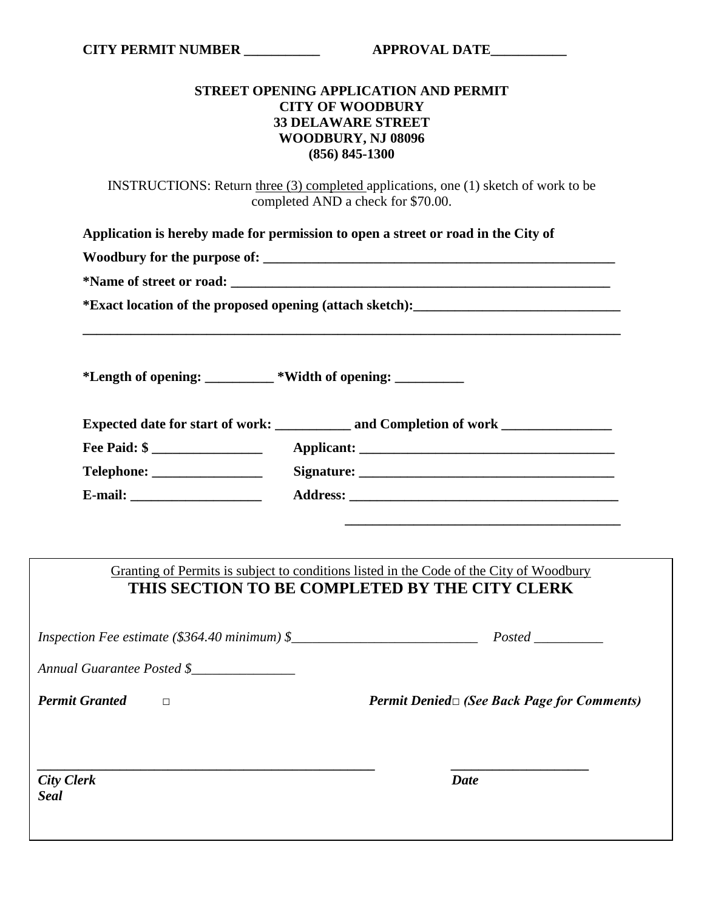**CITY PERMIT NUMBER ___________ APPROVAL DATE___________**

# STREET OPENING APPLICATION AND PERMIT
**CITY OF WOODBURY**
**33 DELAWARE STREET**
**WOODBURY, NJ 08096**
**(856) 845-1300**

INSTRUCTIONS: Return <u>three (3) completed</u> applications, one (1) sketch of work to be completed AND a check for $70.00.

**Application is hereby made for permission to open a street or road in the City of Woodbury for the purpose of: ______________________________________________________**

***Name of street or road: ___________________________________________________________**

***Exact location of the proposed opening (attach sketch):_______________________________**

**_________________________________________________________________________________**

***Length of opening: __________ *Width of opening: __________**

**Expected date for start of work: ___________ and Completion of work ________________**

**Fee Paid: $ ________________ Applicant: ______________________________________**

**Telephone: ________________ Signature: ______________________________________**

**E-mail: ___________________ Address: ________________________________________**

**________________________________________**

---

<u>Granting of Permits is subject to conditions listed in the Code of the City of Woodbury</u>

## THIS SECTION TO BE COMPLETED BY THE CITY CLERK

*Inspection Fee estimate ($364.40 minimum) $___________________________ Posted __________*

*Annual Guarantee Posted $_______________*

***Permit Granted*** □ ***Permit Denied*** □ ***(See Back Page for Comments)***

________________________________________________ ____________________

***City Clerk*** ***Date***
***Seal***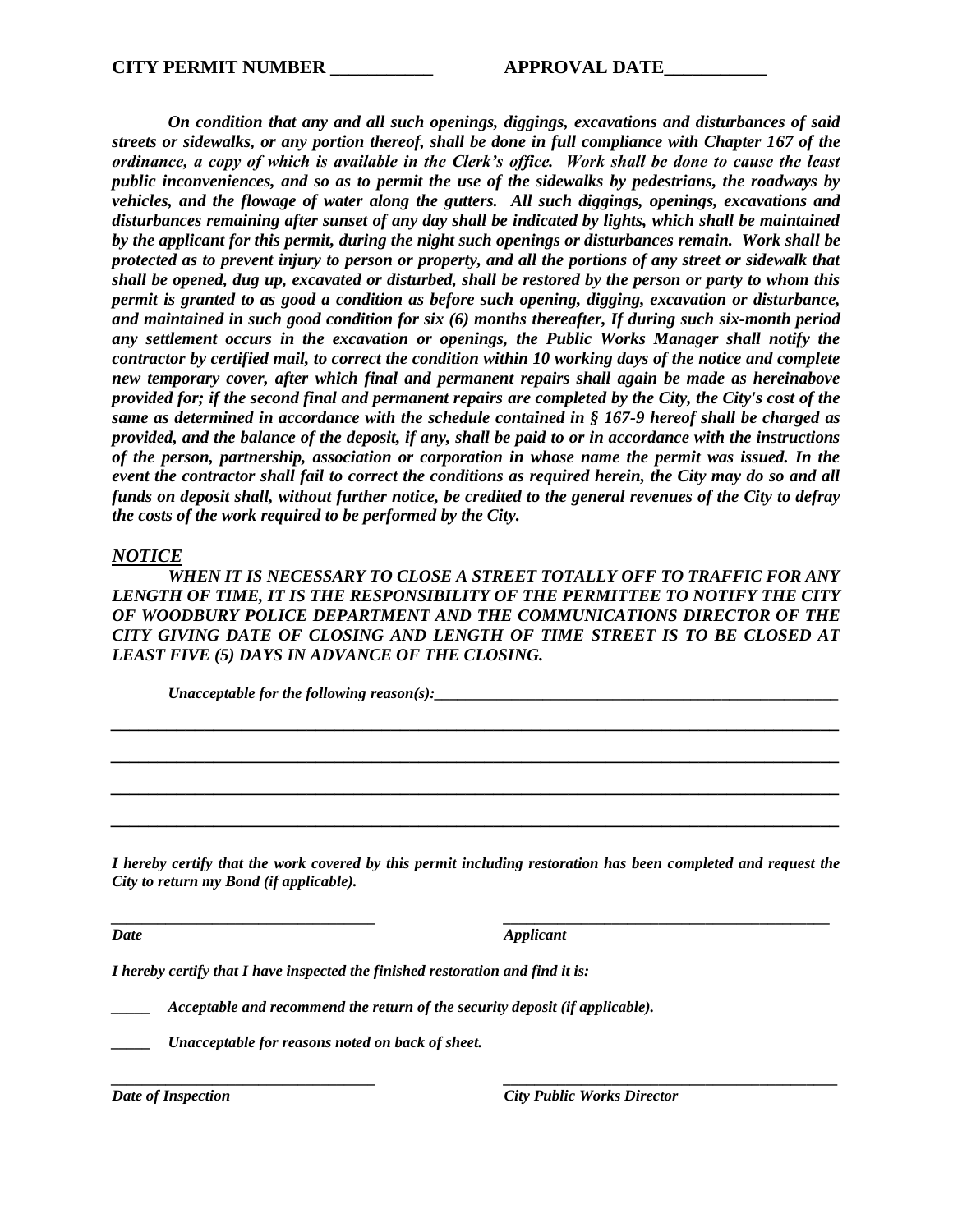**CITY PERMIT NUMBER ___________ APPROVAL DATE___________**

***On condition that any and all such openings, diggings, excavations and disturbances of said streets or sidewalks, or any portion thereof, shall be done in full compliance with Chapter 167 of the ordinance, a copy of which is available in the Clerk's office. Work shall be done to cause the least public inconveniences, and so as to permit the use of the sidewalks by pedestrians, the roadways by vehicles, and the flowage of water along the gutters. All such diggings, openings, excavations and disturbances remaining after sunset of any day shall be indicated by lights, which shall be maintained by the applicant for this permit, during the night such openings or disturbances remain. Work shall be protected as to prevent injury to person or property, and all the portions of any street or sidewalk that shall be opened, dug up, excavated or disturbed, shall be restored by the person or party to whom this permit is granted to as good a condition as before such opening, digging, excavation or disturbance, and maintained in such good condition for six (6) months thereafter, If during such six-month period any settlement occurs in the excavation or openings, the Public Works Manager shall notify the contractor by certified mail, to correct the condition within 10 working days of the notice and complete new temporary cover, after which final and permanent repairs shall again be made as hereinabove provided for; if the second final and permanent repairs are completed by the City, the City's cost of the same as determined in accordance with the schedule contained in § 167-9 hereof shall be charged as provided, and the balance of the deposit, if any, shall be paid to or in accordance with the instructions of the person, partnership, association or corporation in whose name the permit was issued. In the event the contractor shall fail to correct the conditions as required herein, the City may do so and all funds on deposit shall, without further notice, be credited to the general revenues of the City to defray the costs of the work required to be performed by the City.***

***NOTICE***

***WHEN IT IS NECESSARY TO CLOSE A STREET TOTALLY OFF TO TRAFFIC FOR ANY LENGTH OF TIME, IT IS THE RESPONSIBILITY OF THE PERMITTEE TO NOTIFY THE CITY OF WOODBURY POLICE DEPARTMENT AND THE COMMUNICATIONS DIRECTOR OF THE CITY GIVING DATE OF CLOSING AND LENGTH OF TIME STREET IS TO BE CLOSED AT LEAST FIVE (5) DAYS IN ADVANCE OF THE CLOSING.***

***Unacceptable for the following reason(s):_____________________________________________________***

_____________________________________________________________________________

_____________________________________________________________________________

_____________________________________________________________________________

_____________________________________________________________________________

***I hereby certify that the work covered by this permit including restoration has been completed and request the City to return my Bond (if applicable).***

_________________________________ _________________________________________

***Date*** ***Applicant***

***I hereby certify that I have inspected the finished restoration and find it is:***

***_____ Acceptable and recommend the return of the security deposit (if applicable).***

***_____ Unacceptable for reasons noted on back of sheet.***

_________________________________ _________________________________________

***Date of Inspection*** ***City Public Works Director***